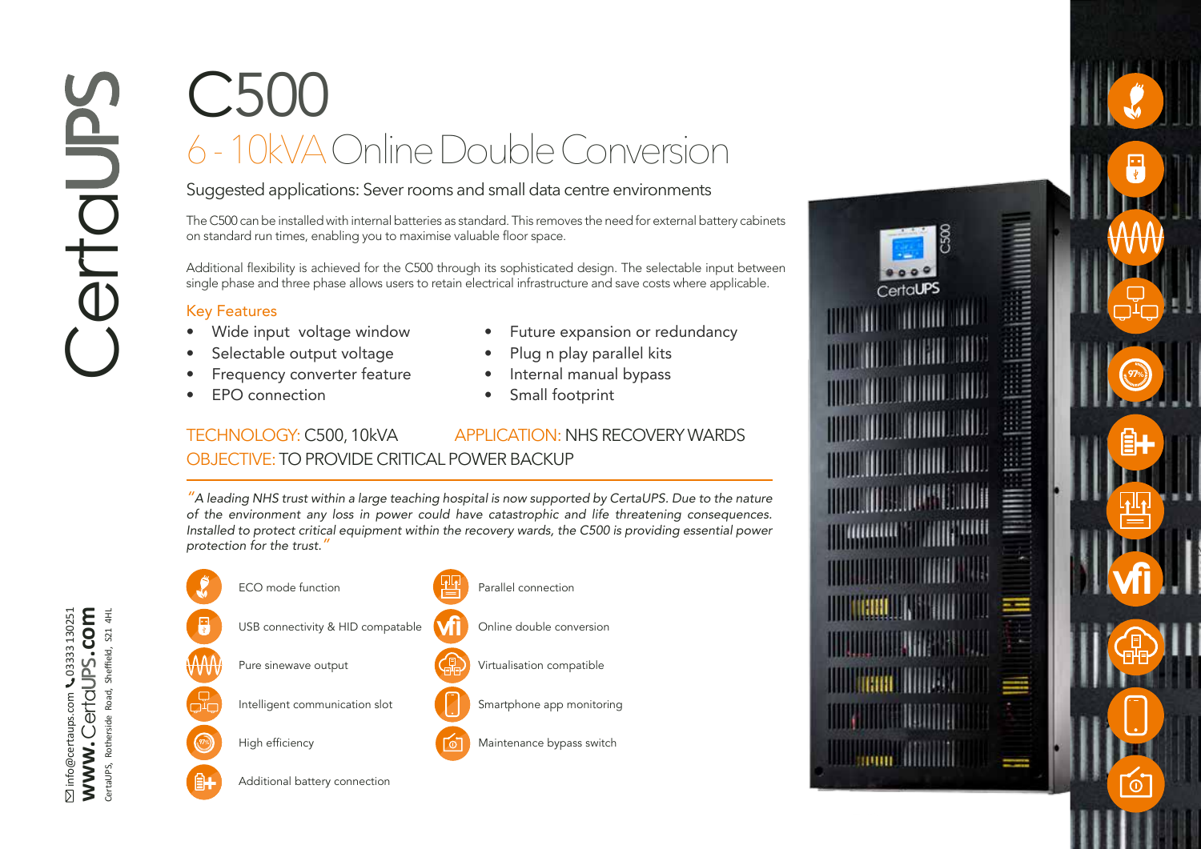# C500

## 6 - 10kVA Online Double Conversion

Suggested applications: Sever rooms and small data centre environments

The C500 can be installed with internal batteries as standard. This removes the need for external battery cabinets on standard run times, enabling you to maximise valuable floor space.

Additional flexibility is achieved for the C500 through its sophisticated design. The selectable input between single phase and three phase allows users to retain electrical infrastructure and save costs where applicable.

### Key Features

- Wide input voltage window
- Selectable output voltage
- Frequency converter feature
- EPO connection
- Future expansion or redundancy
- Plug n play parallel kits
- Internal manual bypass
- Small footprint

TECHNOLOGY: C500, 10kVA    APPLICATION: NHS RECOVERY WARDS
OBJECTIVE: TO PROVIDE CRITICAL POWER BACKUP

*"A leading NHS trust within a large teaching hospital is now supported by CertaUPS. Due to the nature of the environment any loss in power could have catastrophic and life threatening consequences. Installed to protect critical equipment within the recovery wards, the C500 is providing essential power protection for the trust."*

- ECO mode function
- USB connectivity & HID compatable
- Pure sinewave output
- Intelligent communication slot
- High efficiency
- Additional battery connection
- Parallel connection
- Online double conversion
- Virtualisation compatible
- Smartphone app monitoring
- Maintenance bypass switch

CertaUPS

info@certaups.com 03333 130251
www.CertaUPS.com
CertaUPS, Rotherside Road, Sheffield, S21 4HL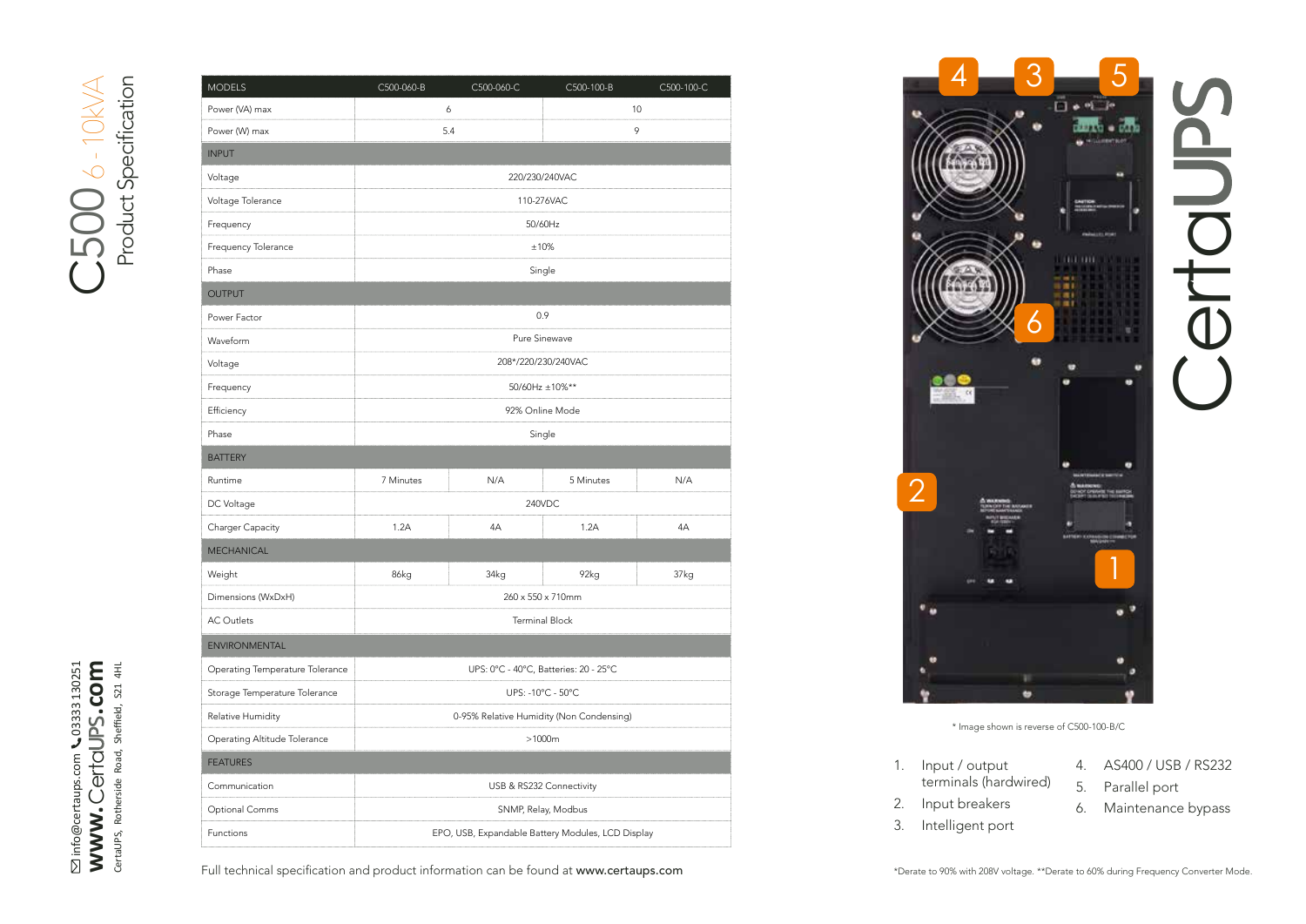# C500 6 - 10kVA

## Product Specification

| MODELS | C500-060-B | C500-060-C | C500-100-B | C500-100-C |
|---|---|---|---|---|
| Power (VA) max | 6 | | 10 | |
| Power (W) max | 5.4 | | 9 | |
| **INPUT** | | | | |
| Voltage | 220/230/240VAC | | | |
| Voltage Tolerance | 110-276VAC | | | |
| Frequency | 50/60Hz | | | |
| Frequency Tolerance | ±10% | | | |
| Phase | Single | | | |
| **OUTPUT** | | | | |
| Power Factor | 0.9 | | | |
| Waveform | Pure Sinewave | | | |
| Voltage | 208*/220/230/240VAC | | | |
| Frequency | 50/60Hz ±10%** | | | |
| Efficiency | 92% Online Mode | | | |
| Phase | Single | | | |
| **BATTERY** | | | | |
| Runtime | 7 Minutes | N/A | 5 Minutes | N/A |
| DC Voltage | 240VDC | | | |
| Charger Capacity | 1.2A | 4A | 1.2A | 4A |
| **MECHANICAL** | | | | |
| Weight | 86kg | 34kg | 92kg | 37kg |
| Dimensions (WxDxH) | 260 x 550 x 710mm | | | |
| AC Outlets | Terminal Block | | | |
| **ENVIRONMENTAL** | | | | |
| Operating Temperature Tolerance | UPS: 0°C - 40°C, Batteries: 20 - 25°C | | | |
| Storage Temperature Tolerance | UPS: -10°C - 50°C | | | |
| Relative Humidity | 0-95% Relative Humidity (Non Condensing) | | | |
| Operating Altitude Tolerance | >1000m | | | |
| **FEATURES** | | | | |
| Communication | USB & RS232 Connectivity | | | |
| Optional Comms | SNMP, Relay, Modbus | | | |
| Functions | EPO, USB, Expandable Battery Modules, LCD Display | | | |

Full technical specification and product information can be found at **www.certaups.com**

\* Image shown is reverse of C500-100-B/C

1. Input / output terminals (hardwired)
2. Input breakers
3. Intelligent port
4. AS400 / USB / RS232
5. Parallel port
6. Maintenance bypass

*Derate to 90% with 208V voltage. **Derate to 60% during Frequency Converter Mode.

CertaUPS

info@certaups.com 03333 130251

**www.CertaUPS.com**

CertaUPS, Rotherside Road, Sheffield, S21 4HL